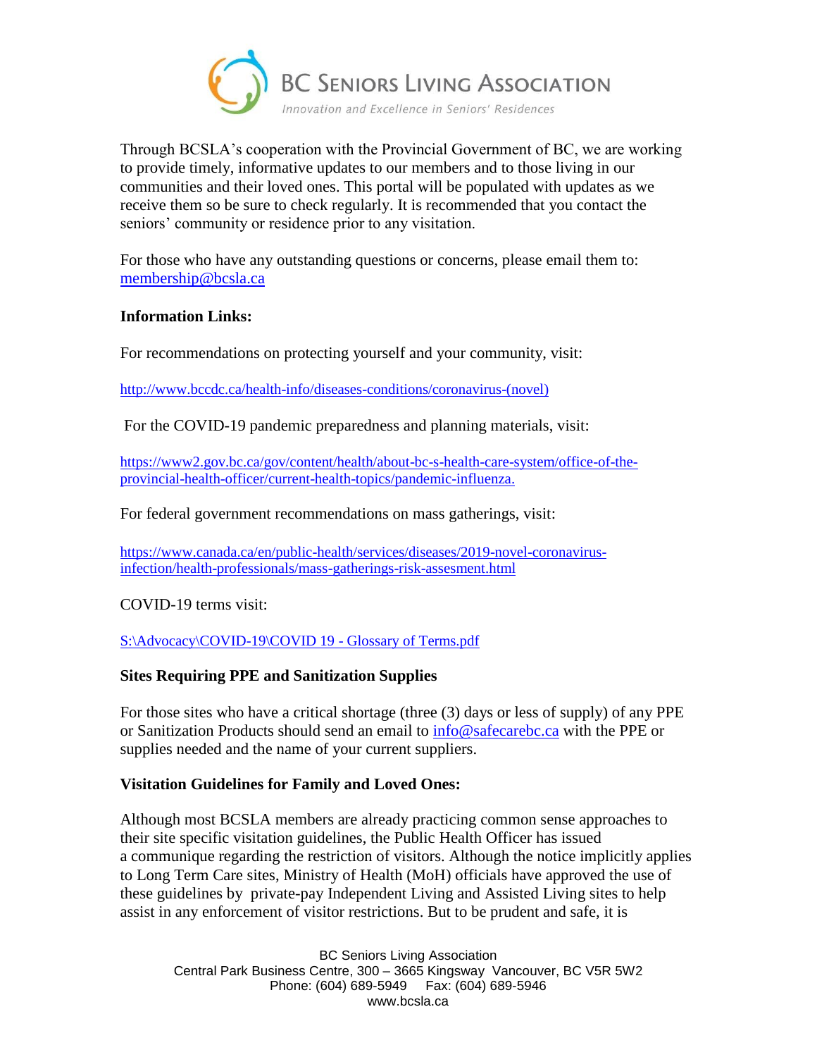# BC Seniors Living Association

*Innovation and Excellence in Seniors' Residences*

Through BCSLA's cooperation with the Provincial Government of BC, we are working to provide timely, informative updates to our members and to those living in our communities and their loved ones. This portal will be populated with updates as we receive them so be sure to check regularly. It is recommended that you contact the seniors' community or residence prior to any visitation.

For those who have any outstanding questions or concerns, please email them to: membership@bcsla.ca

**Information Links:**

For recommendations on protecting yourself and your community, visit:

http://www.bccdc.ca/health-info/diseases-conditions/coronavirus-(novel)

For the COVID-19 pandemic preparedness and planning materials, visit:

https://www2.gov.bc.ca/gov/content/health/about-bc-s-health-care-system/office-of-the-provincial-health-officer/current-health-topics/pandemic-influenza.

For federal government recommendations on mass gatherings, visit:

https://www.canada.ca/en/public-health/services/diseases/2019-novel-coronavirus-infection/health-professionals/mass-gatherings-risk-assesment.html

COVID-19 terms visit:

S:\Advocacy\COVID-19\COVID 19 - Glossary of Terms.pdf

**Sites Requiring PPE and Sanitization Supplies**

For those sites who have a critical shortage (three (3) days or less of supply) of any PPE or Sanitization Products should send an email to info@safecarebc.ca with the PPE or supplies needed and the name of your current suppliers.

**Visitation Guidelines for Family and Loved Ones:**

Although most BCSLA members are already practicing common sense approaches to their site specific visitation guidelines, the Public Health Officer has issued a communique regarding the restriction of visitors. Although the notice implicitly applies to Long Term Care sites, Ministry of Health (MoH) officials have approved the use of these guidelines by private-pay Independent Living and Assisted Living sites to help assist in any enforcement of visitor restrictions. But to be prudent and safe, it is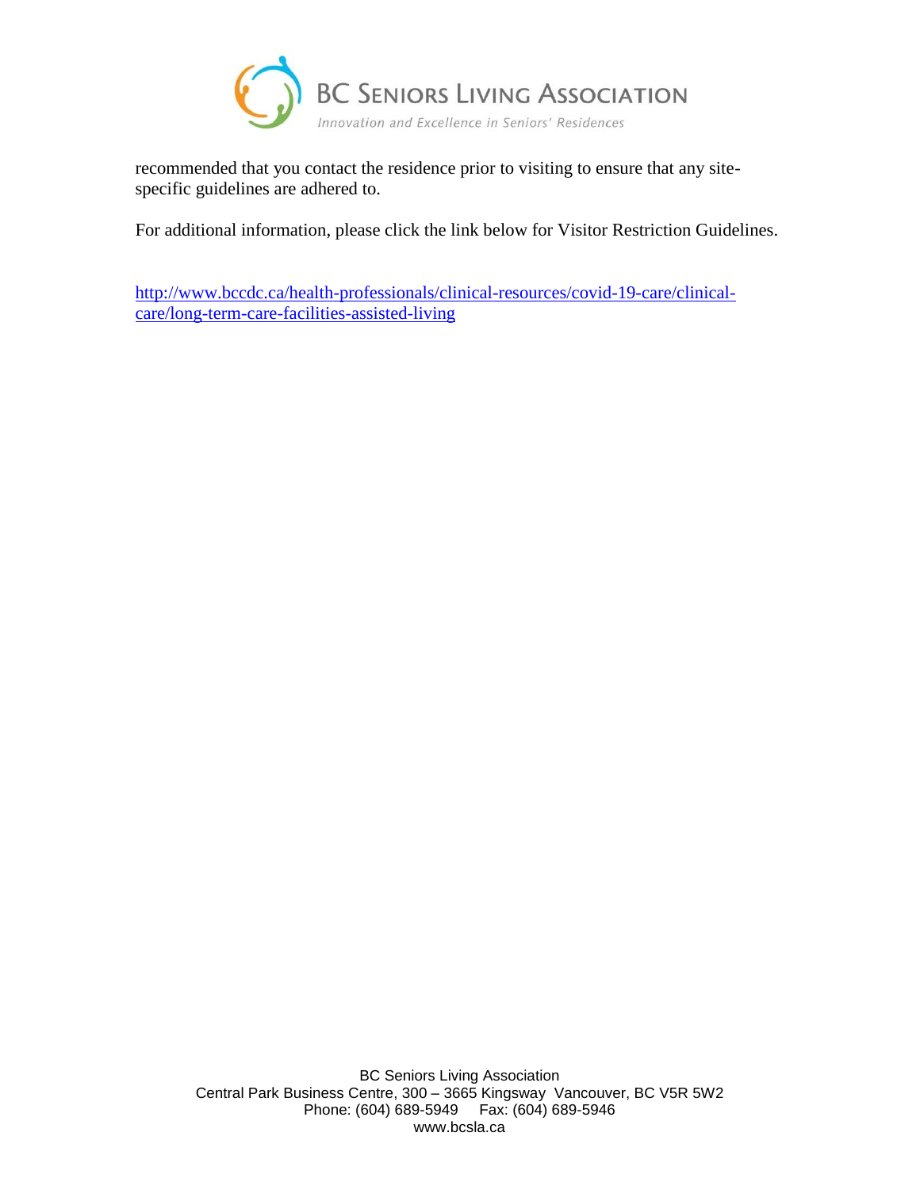recommended that you contact the residence prior to visiting to ensure that any site-specific guidelines are adhered to.

For additional information, please click the link below for Visitor Restriction Guidelines.

http://www.bccdc.ca/health-professionals/clinical-resources/covid-19-care/clinical-care/long-term-care-facilities-assisted-living

BC Seniors Living Association
Central Park Business Centre, 300 – 3665 Kingsway Vancouver, BC V5R 5W2
Phone: (604) 689-5949 Fax: (604) 689-5946
www.bcsla.ca